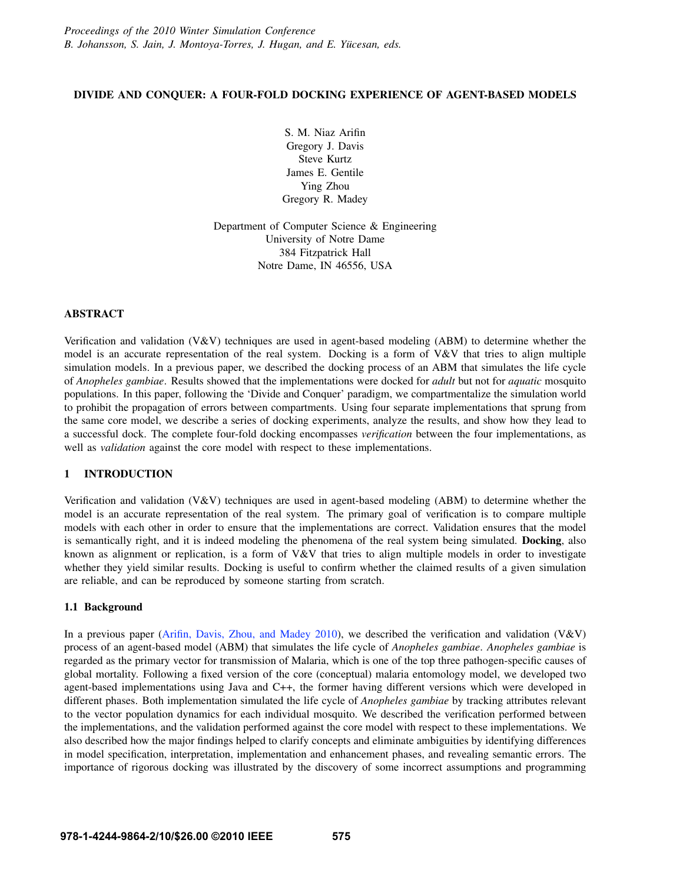Proceedings of the 2010 Winter Simulation Conference
B. Johansson, S. Jain, J. Montoya-Torres, J. Hugan, and E. Yücesan, eds.

# DIVIDE AND CONQUER: A FOUR-FOLD DOCKING EXPERIENCE OF AGENT-BASED MODELS

S. M. Niaz Arifin
Gregory J. Davis
Steve Kurtz
James E. Gentile
Ying Zhou
Gregory R. Madey

Department of Computer Science & Engineering
University of Notre Dame
384 Fitzpatrick Hall
Notre Dame, IN 46556, USA

## ABSTRACT

Verification and validation (V&V) techniques are used in agent-based modeling (ABM) to determine whether the model is an accurate representation of the real system. Docking is a form of V&V that tries to align multiple simulation models. In a previous paper, we described the docking process of an ABM that simulates the life cycle of *Anopheles gambiae*. Results showed that the implementations were docked for *adult* but not for *aquatic* mosquito populations. In this paper, following the 'Divide and Conquer' paradigm, we compartmentalize the simulation world to prohibit the propagation of errors between compartments. Using four separate implementations that sprung from the same core model, we describe a series of docking experiments, analyze the results, and show how they lead to a successful dock. The complete four-fold docking encompasses *verification* between the four implementations, as well as *validation* against the core model with respect to these implementations.

## 1 INTRODUCTION

Verification and validation (V&V) techniques are used in agent-based modeling (ABM) to determine whether the model is an accurate representation of the real system. The primary goal of verification is to compare multiple models with each other in order to ensure that the implementations are correct. Validation ensures that the model is semantically right, and it is indeed modeling the phenomena of the real system being simulated. **Docking**, also known as alignment or replication, is a form of V&V that tries to align multiple models in order to investigate whether they yield similar results. Docking is useful to confirm whether the claimed results of a given simulation are reliable, and can be reproduced by someone starting from scratch.

### 1.1 Background

In a previous paper (Arifin, Davis, Zhou, and Madey 2010), we described the verification and validation (V&V) process of an agent-based model (ABM) that simulates the life cycle of *Anopheles gambiae*. *Anopheles gambiae* is regarded as the primary vector for transmission of Malaria, which is one of the top three pathogen-specific causes of global mortality. Following a fixed version of the core (conceptual) malaria entomology model, we developed two agent-based implementations using Java and C++, the former having different versions which were developed in different phases. Both implementation simulated the life cycle of *Anopheles gambiae* by tracking attributes relevant to the vector population dynamics for each individual mosquito. We described the verification performed between the implementations, and the validation performed against the core model with respect to these implementations. We also described how the major findings helped to clarify concepts and eliminate ambiguities by identifying differences in model specification, interpretation, implementation and enhancement phases, and revealing semantic errors. The importance of rigorous docking was illustrated by the discovery of some incorrect assumptions and programming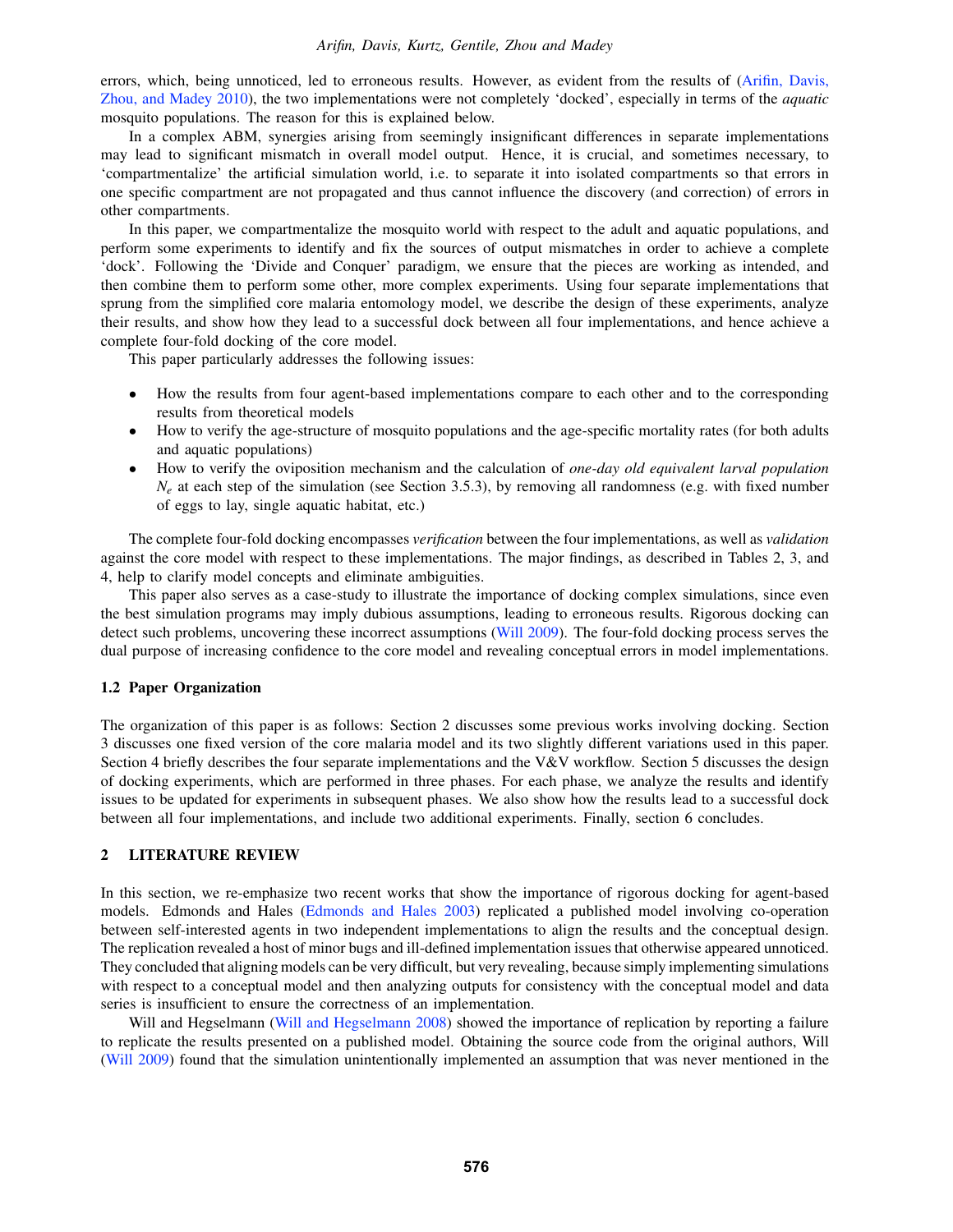errors, which, being unnoticed, led to erroneous results. However, as evident from the results of (Arifin, Davis, Zhou, and Madey 2010), the two implementations were not completely 'docked', especially in terms of the *aquatic* mosquito populations. The reason for this is explained below.

In a complex ABM, synergies arising from seemingly insignificant differences in separate implementations may lead to significant mismatch in overall model output. Hence, it is crucial, and sometimes necessary, to 'compartmentalize' the artificial simulation world, i.e. to separate it into isolated compartments so that errors in one specific compartment are not propagated and thus cannot influence the discovery (and correction) of errors in other compartments.

In this paper, we compartmentalize the mosquito world with respect to the adult and aquatic populations, and perform some experiments to identify and fix the sources of output mismatches in order to achieve a complete 'dock'. Following the 'Divide and Conquer' paradigm, we ensure that the pieces are working as intended, and then combine them to perform some other, more complex experiments. Using four separate implementations that sprung from the simplified core malaria entomology model, we describe the design of these experiments, analyze their results, and show how they lead to a successful dock between all four implementations, and hence achieve a complete four-fold docking of the core model.

This paper particularly addresses the following issues:

- How the results from four agent-based implementations compare to each other and to the corresponding results from theoretical models
- How to verify the age-structure of mosquito populations and the age-specific mortality rates (for both adults and aquatic populations)
- How to verify the oviposition mechanism and the calculation of *one-day old equivalent larval population* $N_e$ at each step of the simulation (see Section 3.5.3), by removing all randomness (e.g. with fixed number of eggs to lay, single aquatic habitat, etc.)

The complete four-fold docking encompasses *verification* between the four implementations, as well as *validation* against the core model with respect to these implementations. The major findings, as described in Tables 2, 3, and 4, help to clarify model concepts and eliminate ambiguities.

This paper also serves as a case-study to illustrate the importance of docking complex simulations, since even the best simulation programs may imply dubious assumptions, leading to erroneous results. Rigorous docking can detect such problems, uncovering these incorrect assumptions (Will 2009). The four-fold docking process serves the dual purpose of increasing confidence to the core model and revealing conceptual errors in model implementations.

### 1.2 Paper Organization

The organization of this paper is as follows: Section 2 discusses some previous works involving docking. Section 3 discusses one fixed version of the core malaria model and its two slightly different variations used in this paper. Section 4 briefly describes the four separate implementations and the V&V workflow. Section 5 discusses the design of docking experiments, which are performed in three phases. For each phase, we analyze the results and identify issues to be updated for experiments in subsequent phases. We also show how the results lead to a successful dock between all four implementations, and include two additional experiments. Finally, section 6 concludes.

## 2 LITERATURE REVIEW

In this section, we re-emphasize two recent works that show the importance of rigorous docking for agent-based models. Edmonds and Hales (Edmonds and Hales 2003) replicated a published model involving co-operation between self-interested agents in two independent implementations to align the results and the conceptual design. The replication revealed a host of minor bugs and ill-defined implementation issues that otherwise appeared unnoticed. They concluded that aligning models can be very difficult, but very revealing, because simply implementing simulations with respect to a conceptual model and then analyzing outputs for consistency with the conceptual model and data series is insufficient to ensure the correctness of an implementation.

Will and Hegselmann (Will and Hegselmann 2008) showed the importance of replication by reporting a failure to replicate the results presented on a published model. Obtaining the source code from the original authors, Will (Will 2009) found that the simulation unintentionally implemented an assumption that was never mentioned in the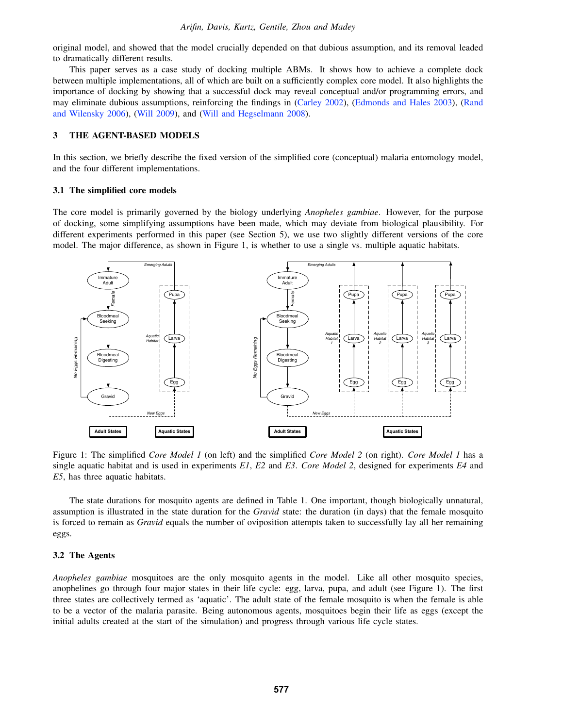original model, and showed that the model crucially depended on that dubious assumption, and its removal leaded to dramatically different results.

This paper serves as a case study of docking multiple ABMs. It shows how to achieve a complete dock between multiple implementations, all of which are built on a sufficiently complex core model. It also highlights the importance of docking by showing that a successful dock may reveal conceptual and/or programming errors, and may eliminate dubious assumptions, reinforcing the findings in (Carley 2002), (Edmonds and Hales 2003), (Rand and Wilensky 2006), (Will 2009), and (Will and Hegselmann 2008).

## 3 THE AGENT-BASED MODELS

In this section, we briefly describe the fixed version of the simplified core (conceptual) malaria entomology model, and the four different implementations.

### 3.1 The simplified core models

The core model is primarily governed by the biology underlying *Anopheles gambiae*. However, for the purpose of docking, some simplifying assumptions have been made, which may deviate from biological plausibility. For different experiments performed in this paper (see Section 5), we use two slightly different versions of the core model. The major difference, as shown in Figure 1, is whether to use a single vs. multiple aquatic habitats.

Figure 1: The simplified *Core Model 1* (on left) and the simplified *Core Model 2* (on right). *Core Model 1* has a single aquatic habitat and is used in experiments *E1*, *E2* and *E3*. *Core Model 2*, designed for experiments *E4* and *E5*, has three aquatic habitats.

The state durations for mosquito agents are defined in Table 1. One important, though biologically unnatural, assumption is illustrated in the state duration for the *Gravid* state: the duration (in days) that the female mosquito is forced to remain as *Gravid* equals the number of oviposition attempts taken to successfully lay all her remaining eggs.

### 3.2 The Agents

*Anopheles gambiae* mosquitoes are the only mosquito agents in the model. Like all other mosquito species, anophelines go through four major states in their life cycle: egg, larva, pupa, and adult (see Figure 1). The first three states are collectively termed as 'aquatic'. The adult state of the female mosquito is when the female is able to be a vector of the malaria parasite. Being autonomous agents, mosquitoes begin their life as eggs (except the initial adults created at the start of the simulation) and progress through various life cycle states.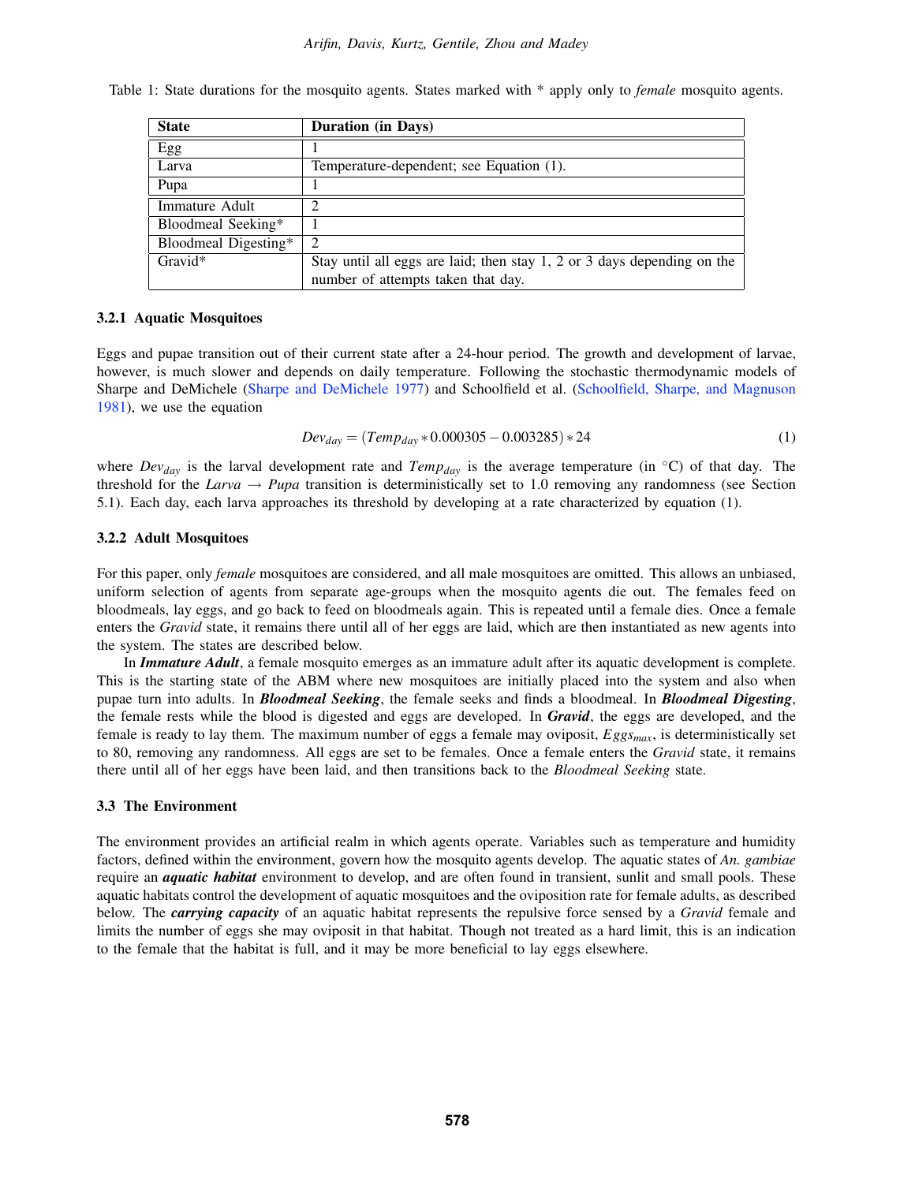Table 1: State durations for the mosquito agents. States marked with * apply only to *female* mosquito agents.

| State | Duration (in Days) |
| --- | --- |
| Egg | 1 |
| Larva | Temperature-dependent; see Equation (1). |
| Pupa | 1 |
| Immature Adult | 2 |
| Bloodmeal Seeking* | 1 |
| Bloodmeal Digesting* | 2 |
| Gravid* | Stay until all eggs are laid; then stay 1, 2 or 3 days depending on the number of attempts taken that day. |

#### 3.2.1 Aquatic Mosquitoes

Eggs and pupae transition out of their current state after a 24-hour period. The growth and development of larvae, however, is much slower and depends on daily temperature. Following the stochastic thermodynamic models of Sharpe and DeMichele (Sharpe and DeMichele 1977) and Schoolfield et al. (Schoolfield, Sharpe, and Magnuson 1981), we use the equation

$$Dev_{day} = (Temp_{day} * 0.000305 - 0.003285) * 24 \tag{1}$$

where $Dev_{day}$ is the larval development rate and $Temp_{day}$ is the average temperature (in °C) of that day. The threshold for the *Larva* → *Pupa* transition is deterministically set to 1.0 removing any randomness (see Section 5.1). Each day, each larva approaches its threshold by developing at a rate characterized by equation (1).

#### 3.2.2 Adult Mosquitoes

For this paper, only *female* mosquitoes are considered, and all male mosquitoes are omitted. This allows an unbiased, uniform selection of agents from separate age-groups when the mosquito agents die out. The females feed on bloodmeals, lay eggs, and go back to feed on bloodmeals again. This is repeated until a female dies. Once a female enters the *Gravid* state, it remains there until all of her eggs are laid, which are then instantiated as new agents into the system. The states are described below.

In ***Immature Adult***, a female mosquito emerges as an immature adult after its aquatic development is complete. This is the starting state of the ABM where new mosquitoes are initially placed into the system and also when pupae turn into adults. In ***Bloodmeal Seeking***, the female seeks and finds a bloodmeal. In ***Bloodmeal Digesting***, the female rests while the blood is digested and eggs are developed. In ***Gravid***, the eggs are developed, and the female is ready to lay them. The maximum number of eggs a female may oviposit, $Eggs_{max}$, is deterministically set to 80, removing any randomness. All eggs are set to be females. Once a female enters the *Gravid* state, it remains there until all of her eggs have been laid, and then transitions back to the *Bloodmeal Seeking* state.

### 3.3 The Environment

The environment provides an artificial realm in which agents operate. Variables such as temperature and humidity factors, defined within the environment, govern how the mosquito agents develop. The aquatic states of *An. gambiae* require an ***aquatic habitat*** environment to develop, and are often found in transient, sunlit and small pools. These aquatic habitats control the development of aquatic mosquitoes and the oviposition rate for female adults, as described below. The ***carrying capacity*** of an aquatic habitat represents the repulsive force sensed by a *Gravid* female and limits the number of eggs she may oviposit in that habitat. Though not treated as a hard limit, this is an indication to the female that the habitat is full, and it may be more beneficial to lay eggs elsewhere.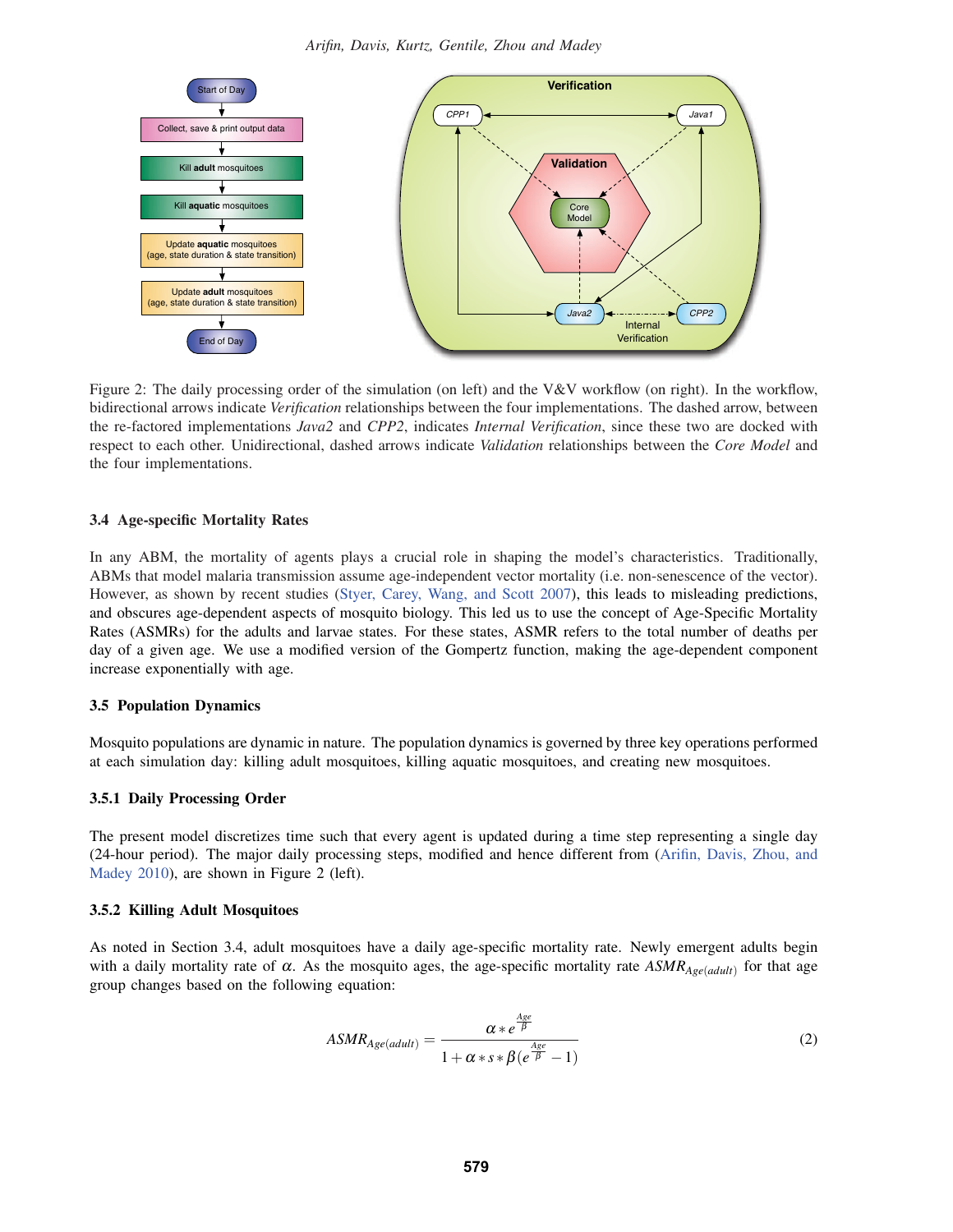Figure 2: The daily processing order of the simulation (on left) and the V&V workflow (on right). In the workflow, bidirectional arrows indicate *Verification* relationships between the four implementations. The dashed arrow, between the re-factored implementations *Java2* and *CPP2*, indicates *Internal Verification*, since these two are docked with respect to each other. Unidirectional, dashed arrows indicate *Validation* relationships between the *Core Model* and the four implementations.

### 3.4 Age-specific Mortality Rates

In any ABM, the mortality of agents plays a crucial role in shaping the model's characteristics. Traditionally, ABMs that model malaria transmission assume age-independent vector mortality (i.e. non-senescence of the vector). However, as shown by recent studies (Styer, Carey, Wang, and Scott 2007), this leads to misleading predictions, and obscures age-dependent aspects of mosquito biology. This led us to use the concept of Age-Specific Mortality Rates (ASMRs) for the adults and larvae states. For these states, ASMR refers to the total number of deaths per day of a given age. We use a modified version of the Gompertz function, making the age-dependent component increase exponentially with age.

### 3.5 Population Dynamics

Mosquito populations are dynamic in nature. The population dynamics is governed by three key operations performed at each simulation day: killing adult mosquitoes, killing aquatic mosquitoes, and creating new mosquitoes.

#### 3.5.1 Daily Processing Order

The present model discretizes time such that every agent is updated during a time step representing a single day (24-hour period). The major daily processing steps, modified and hence different from (Arifin, Davis, Zhou, and Madey 2010), are shown in Figure 2 (left).

#### 3.5.2 Killing Adult Mosquitoes

As noted in Section 3.4, adult mosquitoes have a daily age-specific mortality rate. Newly emergent adults begin with a daily mortality rate of $\alpha$. As the mosquito ages, the age-specific mortality rate $ASMR_{Age(adult)}$ for that age group changes based on the following equation:

$$ASMR_{Age(adult)} = \frac{\alpha * e^{\frac{Age}{\beta}}}{1 + \alpha * s * \beta(e^{\frac{Age}{\beta}} - 1)} \tag{2}$$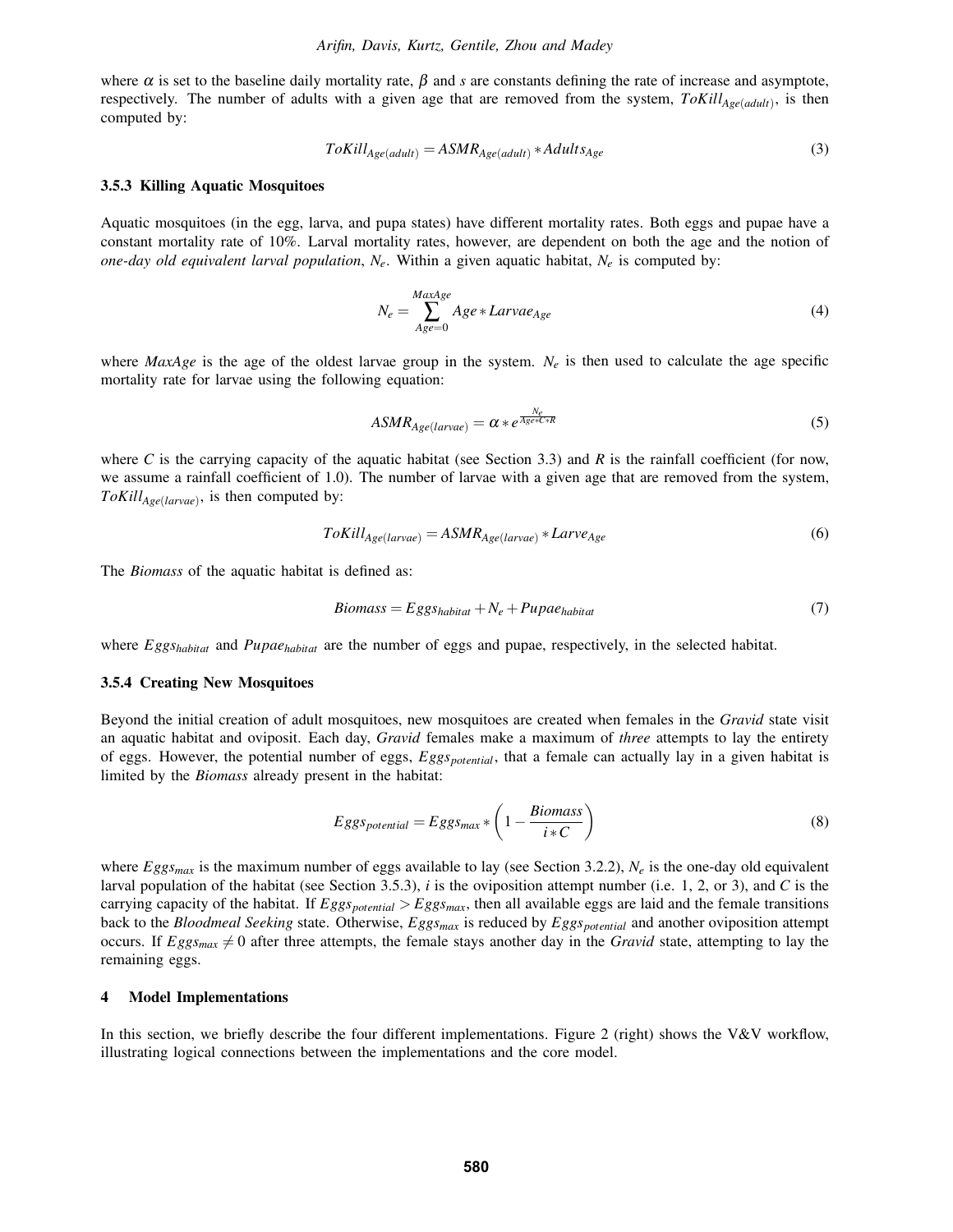where $\alpha$ is set to the baseline daily mortality rate, $\beta$ and $s$ are constants defining the rate of increase and asymptote, respectively. The number of adults with a given age that are removed from the system, $ToKill_{Age(adult)}$, is then computed by:

$$ToKill_{Age(adult)} = ASMR_{Age(adult)} * Adults_{Age} \tag{3}$$

#### 3.5.3 Killing Aquatic Mosquitoes

Aquatic mosquitoes (in the egg, larva, and pupa states) have different mortality rates. Both eggs and pupae have a constant mortality rate of 10%. Larval mortality rates, however, are dependent on both the age and the notion of *one-day old equivalent larval population*, $N_e$. Within a given aquatic habitat, $N_e$ is computed by:

$$N_e = \sum_{Age=0}^{MaxAge} Age * Larvae_{Age} \tag{4}$$

where $MaxAge$ is the age of the oldest larvae group in the system. $N_e$ is then used to calculate the age specific mortality rate for larvae using the following equation:

$$ASMR_{Age(larvae)} = \alpha * e^{\frac{N_e}{Age*C*R}} \tag{5}$$

where $C$ is the carrying capacity of the aquatic habitat (see Section 3.3) and $R$ is the rainfall coefficient (for now, we assume a rainfall coefficient of 1.0). The number of larvae with a given age that are removed from the system, $ToKill_{Age(larvae)}$, is then computed by:

$$ToKill_{Age(larvae)} = ASMR_{Age(larvae)} * Larve_{Age} \tag{6}$$

The *Biomass* of the aquatic habitat is defined as:

$$Biomass = Eggs_{habitat} + N_e + Pupae_{habitat} \tag{7}$$

where $Eggs_{habitat}$ and $Pupae_{habitat}$ are the number of eggs and pupae, respectively, in the selected habitat.

#### 3.5.4 Creating New Mosquitoes

Beyond the initial creation of adult mosquitoes, new mosquitoes are created when females in the *Gravid* state visit an aquatic habitat and oviposit. Each day, *Gravid* females make a maximum of *three* attempts to lay the entirety of eggs. However, the potential number of eggs, $Eggs_{potential}$, that a female can actually lay in a given habitat is limited by the *Biomass* already present in the habitat:

$$Eggs_{potential} = Eggs_{max} * \left(1 - \frac{Biomass}{i * C}\right) \tag{8}$$

where $Eggs_{max}$ is the maximum number of eggs available to lay (see Section 3.2.2), $N_e$ is the one-day old equivalent larval population of the habitat (see Section 3.5.3), $i$ is the oviposition attempt number (i.e. 1, 2, or 3), and $C$ is the carrying capacity of the habitat. If $Eggs_{potential} > Eggs_{max}$, then all available eggs are laid and the female transitions back to the *Bloodmeal Seeking* state. Otherwise, $Eggs_{max}$ is reduced by $Eggs_{potential}$ and another oviposition attempt occurs. If $Eggs_{max} \neq 0$ after three attempts, the female stays another day in the *Gravid* state, attempting to lay the remaining eggs.

## 4 Model Implementations

In this section, we briefly describe the four different implementations. Figure 2 (right) shows the V&V workflow, illustrating logical connections between the implementations and the core model.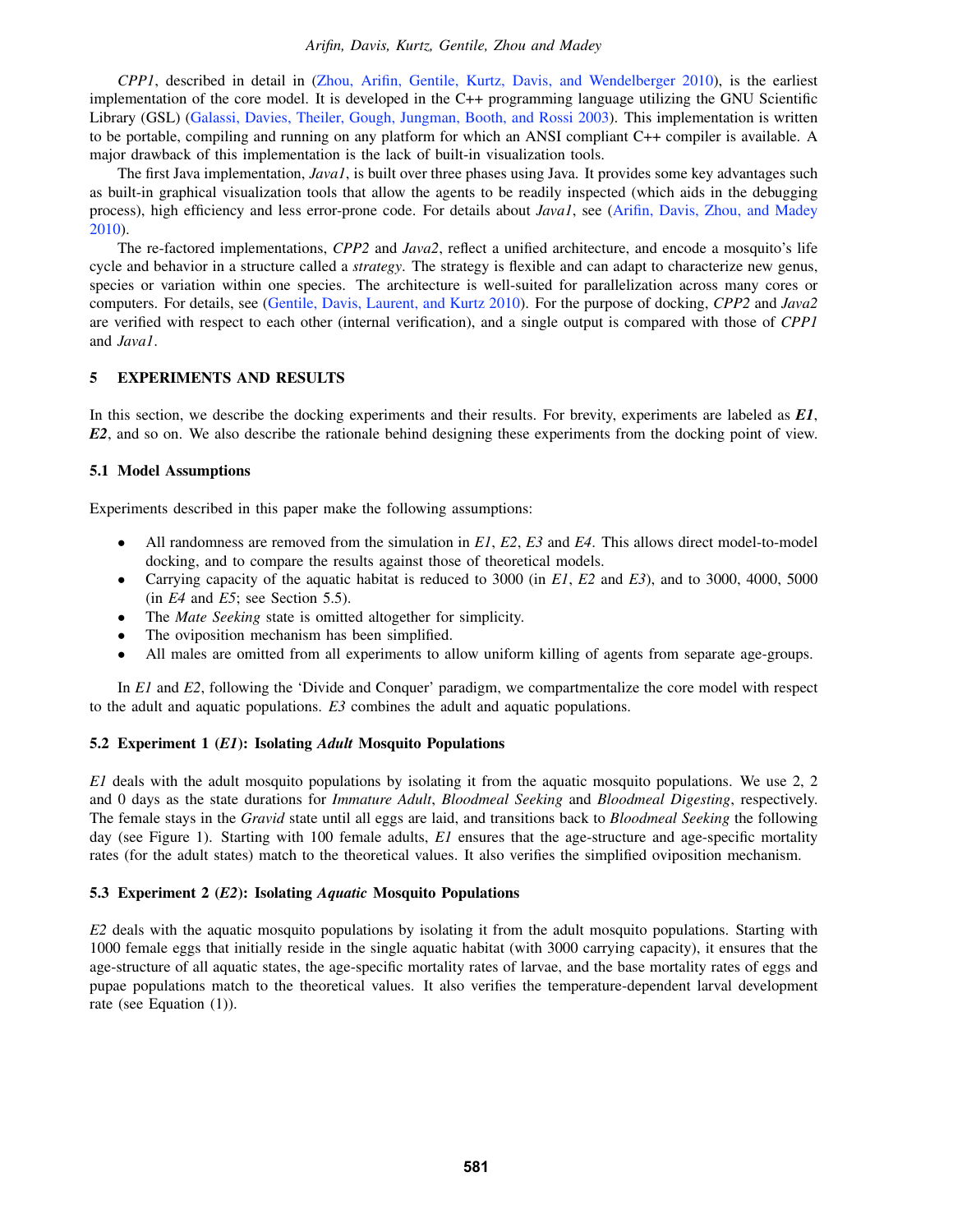*CPP1*, described in detail in (Zhou, Arifin, Gentile, Kurtz, Davis, and Wendelberger 2010), is the earliest implementation of the core model. It is developed in the C++ programming language utilizing the GNU Scientific Library (GSL) (Galassi, Davies, Theiler, Gough, Jungman, Booth, and Rossi 2003). This implementation is written to be portable, compiling and running on any platform for which an ANSI compliant C++ compiler is available. A major drawback of this implementation is the lack of built-in visualization tools.

The first Java implementation, *Java1*, is built over three phases using Java. It provides some key advantages such as built-in graphical visualization tools that allow the agents to be readily inspected (which aids in the debugging process), high efficiency and less error-prone code. For details about *Java1*, see (Arifin, Davis, Zhou, and Madey 2010).

The re-factored implementations, *CPP2* and *Java2*, reflect a unified architecture, and encode a mosquito's life cycle and behavior in a structure called a *strategy*. The strategy is flexible and can adapt to characterize new genus, species or variation within one species. The architecture is well-suited for parallelization across many cores or computers. For details, see (Gentile, Davis, Laurent, and Kurtz 2010). For the purpose of docking, *CPP2* and *Java2* are verified with respect to each other (internal verification), and a single output is compared with those of *CPP1* and *Java1*.

## 5 EXPERIMENTS AND RESULTS

In this section, we describe the docking experiments and their results. For brevity, experiments are labeled as ***E1***, ***E2***, and so on. We also describe the rationale behind designing these experiments from the docking point of view.

### 5.1 Model Assumptions

Experiments described in this paper make the following assumptions:

- All randomness are removed from the simulation in *E1*, *E2*, *E3* and *E4*. This allows direct model-to-model docking, and to compare the results against those of theoretical models.
- Carrying capacity of the aquatic habitat is reduced to 3000 (in *E1*, *E2* and *E3*), and to 3000, 4000, 5000 (in *E4* and *E5*; see Section 5.5).
- The *Mate Seeking* state is omitted altogether for simplicity.
- The oviposition mechanism has been simplified.
- All males are omitted from all experiments to allow uniform killing of agents from separate age-groups.

In *E1* and *E2*, following the 'Divide and Conquer' paradigm, we compartmentalize the core model with respect to the adult and aquatic populations. *E3* combines the adult and aquatic populations.

### 5.2 Experiment 1 (*E1*): Isolating *Adult* Mosquito Populations

*E1* deals with the adult mosquito populations by isolating it from the aquatic mosquito populations. We use 2, 2 and 0 days as the state durations for *Immature Adult*, *Bloodmeal Seeking* and *Bloodmeal Digesting*, respectively. The female stays in the *Gravid* state until all eggs are laid, and transitions back to *Bloodmeal Seeking* the following day (see Figure 1). Starting with 100 female adults, *E1* ensures that the age-structure and age-specific mortality rates (for the adult states) match to the theoretical values. It also verifies the simplified oviposition mechanism.

### 5.3 Experiment 2 (*E2*): Isolating *Aquatic* Mosquito Populations

*E2* deals with the aquatic mosquito populations by isolating it from the adult mosquito populations. Starting with 1000 female eggs that initially reside in the single aquatic habitat (with 3000 carrying capacity), it ensures that the age-structure of all aquatic states, the age-specific mortality rates of larvae, and the base mortality rates of eggs and pupae populations match to the theoretical values. It also verifies the temperature-dependent larval development rate (see Equation (1)).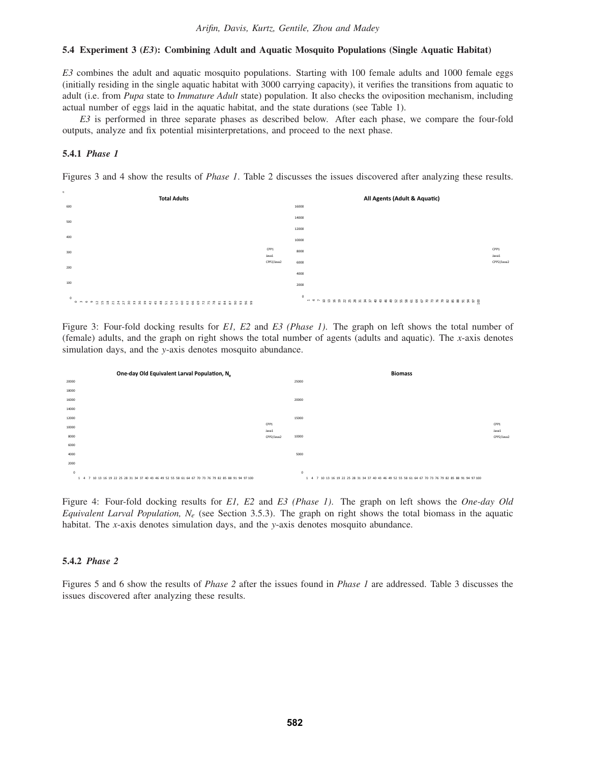### 5.4 Experiment 3 (*E3*): Combining Adult and Aquatic Mosquito Populations (Single Aquatic Habitat)

*E3* combines the adult and aquatic mosquito populations. Starting with 100 female adults and 1000 female eggs (initially residing in the single aquatic habitat with 3000 carrying capacity), it verifies the transitions from aquatic to adult (i.e. from *Pupa* state to *Immature Adult* state) population. It also checks the oviposition mechanism, including actual number of eggs laid in the aquatic habitat, and the state durations (see Table 1).

*E3* is performed in three separate phases as described below. After each phase, we compare the four-fold outputs, analyze and fix potential misinterpretations, and proceed to the next phase.

#### 5.4.1 *Phase 1*

Figures 3 and 4 show the results of *Phase 1*. Table 2 discusses the issues discovered after analyzing these results.

Figure 3: Four-fold docking results for *E1, E2* and *E3 (Phase 1)*. The graph on left shows the total number of (female) adults, and the graph on right shows the total number of agents (adults and aquatic). The *x*-axis denotes simulation days, and the *y*-axis denotes mosquito abundance.

Figure 4: Four-fold docking results for *E1, E2* and *E3 (Phase 1)*. The graph on left shows the *One-day Old Equivalent Larval Population, $N_e$* (see Section 3.5.3). The graph on right shows the total biomass in the aquatic habitat. The *x*-axis denotes simulation days, and the *y*-axis denotes mosquito abundance.

#### 5.4.2 *Phase 2*

Figures 5 and 6 show the results of *Phase 2* after the issues found in *Phase 1* are addressed. Table 3 discusses the issues discovered after analyzing these results.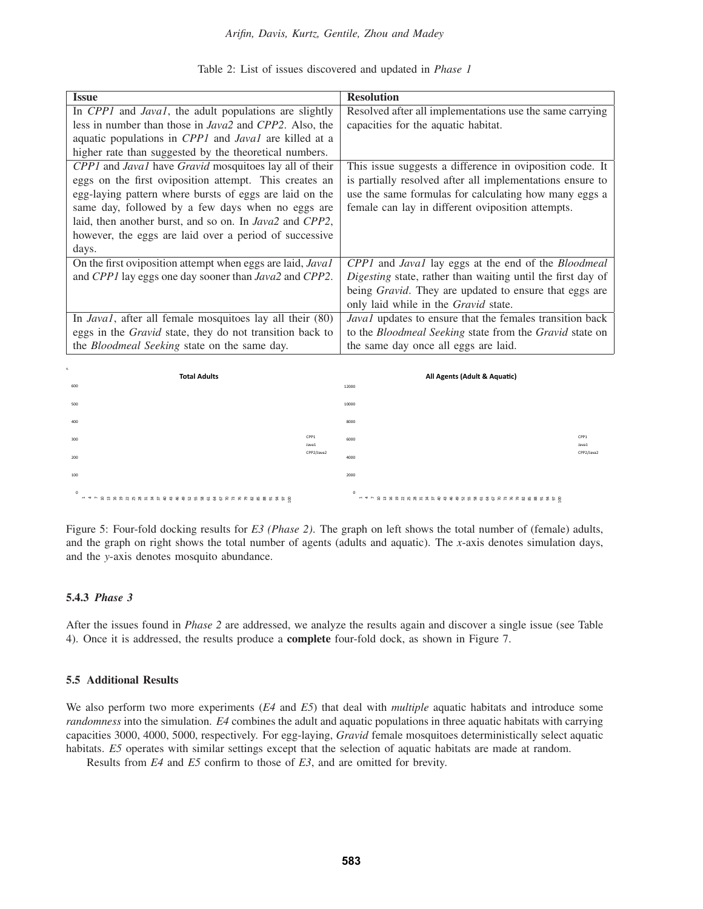Table 2: List of issues discovered and updated in *Phase 1*

| Issue | Resolution |
| --- | --- |
| In *CPP1* and *Java1*, the adult populations are slightly less in number than those in *Java2* and *CPP2*. Also, the aquatic populations in *CPP1* and *Java1* are killed at a higher rate than suggested by the theoretical numbers. | Resolved after all implementations use the same carrying capacities for the aquatic habitat. |
| *CPP1* and *Java1* have *Gravid* mosquitoes lay all of their eggs on the first oviposition attempt. This creates an egg-laying pattern where bursts of eggs are laid on the same day, followed by a few days when no eggs are laid, then another burst, and so on. In *Java2* and *CPP2*, however, the eggs are laid over a period of successive days. | This issue suggests a difference in oviposition code. It is partially resolved after all implementations ensure to use the same formulas for calculating how many eggs a female can lay in different oviposition attempts. |
| On the first oviposition attempt when eggs are laid, *Java1* and *CPP1* lay eggs one day sooner than *Java2* and *CPP2*. | *CPP1* and *Java1* lay eggs at the end of the *Bloodmeal Digesting* state, rather than waiting until the first day of being *Gravid*. They are updated to ensure that eggs are only laid while in the *Gravid* state. |
| In *Java1*, after all female mosquitoes lay all their (80) eggs in the *Gravid* state, they do not transition back to the *Bloodmeal Seeking* state on the same day. | *Java1* updates to ensure that the females transition back to the *Bloodmeal Seeking* state from the *Gravid* state on the same day once all eggs are laid. |

Figure 5: Four-fold docking results for *E3 (Phase 2)*. The graph on left shows the total number of (female) adults, and the graph on right shows the total number of agents (adults and aquatic). The *x*-axis denotes simulation days, and the *y*-axis denotes mosquito abundance.

#### 5.4.3 *Phase 3*

After the issues found in *Phase 2* are addressed, we analyze the results again and discover a single issue (see Table 4). Once it is addressed, the results produce a **complete** four-fold dock, as shown in Figure 7.

### 5.5 Additional Results

We also perform two more experiments (*E4* and *E5*) that deal with *multiple* aquatic habitats and introduce some *randomness* into the simulation. *E4* combines the adult and aquatic populations in three aquatic habitats with carrying capacities 3000, 4000, 5000, respectively. For egg-laying, *Gravid* female mosquitoes deterministically select aquatic habitats. *E5* operates with similar settings except that the selection of aquatic habitats are made at random.

Results from *E4* and *E5* confirm to those of *E3*, and are omitted for brevity.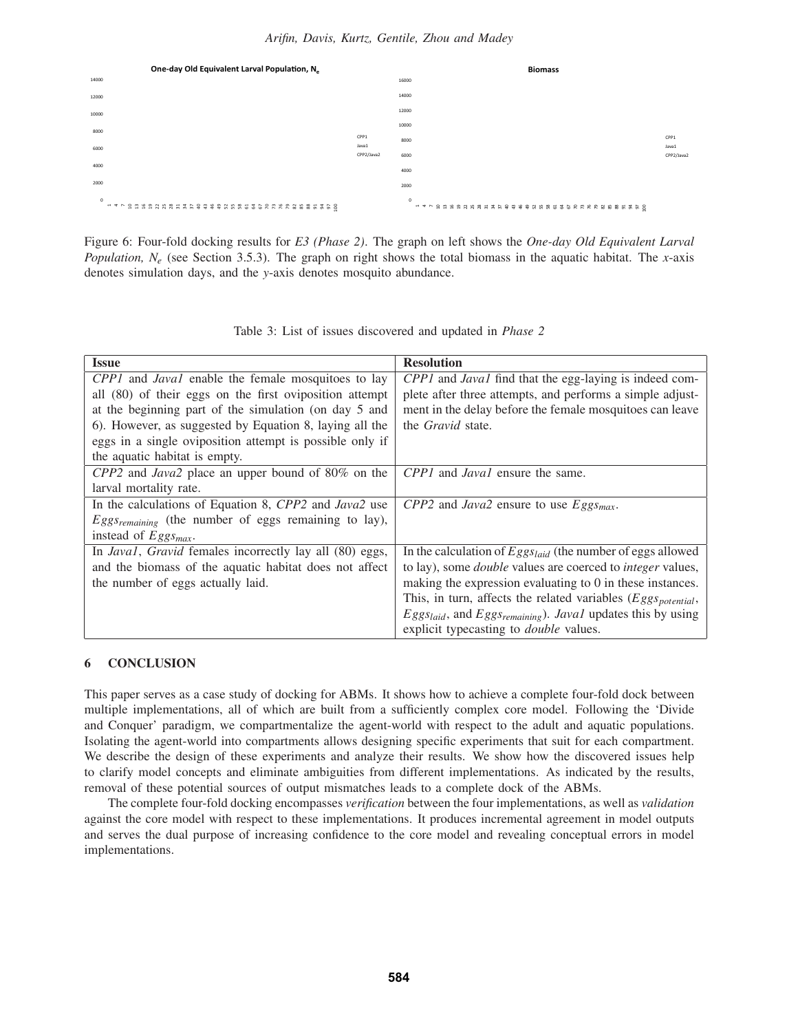One-day Old Equivalent Larval Population, $N_e$

Biomass

Figure 6: Four-fold docking results for *E3 (Phase 2)*. The graph on left shows the *One-day Old Equivalent Larval Population, $N_e$* (see Section 3.5.3). The graph on right shows the total biomass in the aquatic habitat. The *x*-axis denotes simulation days, and the *y*-axis denotes mosquito abundance.

Table 3: List of issues discovered and updated in *Phase 2*

| Issue | Resolution |
|---|---|
| *CPP1* and *Java1* enable the female mosquitoes to lay all (80) of their eggs on the first oviposition attempt at the beginning part of the simulation (on day 5 and 6). However, as suggested by Equation 8, laying all the eggs in a single oviposition attempt is possible only if the aquatic habitat is empty. | *CPP1* and *Java1* find that the egg-laying is indeed complete after three attempts, and performs a simple adjustment in the delay before the female mosquitoes can leave the *Gravid* state. |
| *CPP2* and *Java2* place an upper bound of 80% on the larval mortality rate. | *CPP1* and *Java1* ensure the same. |
| In the calculations of Equation 8, *CPP2* and *Java2* use $Eggs_{remaining}$ (the number of eggs remaining to lay), instead of $Eggs_{max}$. | *CPP2* and *Java2* ensure to use $Eggs_{max}$. |
| In *Java1*, *Gravid* females incorrectly lay all (80) eggs, and the biomass of the aquatic habitat does not affect the number of eggs actually laid. | In the calculation of $Eggs_{laid}$ (the number of eggs allowed to lay), some *double* values are coerced to *integer* values, making the expression evaluating to 0 in these instances. This, in turn, affects the related variables ($Eggs_{potential}$, $Eggs_{laid}$, and $Eggs_{remaining}$). *Java1* updates this by using explicit typecasting to *double* values. |

## 6 CONCLUSION

This paper serves as a case study of docking for ABMs. It shows how to achieve a complete four-fold dock between multiple implementations, all of which are built from a sufficiently complex core model. Following the 'Divide and Conquer' paradigm, we compartmentalize the agent-world with respect to the adult and aquatic populations. Isolating the agent-world into compartments allows designing specific experiments that suit for each compartment. We describe the design of these experiments and analyze their results. We show how the discovered issues help to clarify model concepts and eliminate ambiguities from different implementations. As indicated by the results, removal of these potential sources of output mismatches leads to a complete dock of the ABMs.

The complete four-fold docking encompasses *verification* between the four implementations, as well as *validation* against the core model with respect to these implementations. It produces incremental agreement in model outputs and serves the dual purpose of increasing confidence to the core model and revealing conceptual errors in model implementations.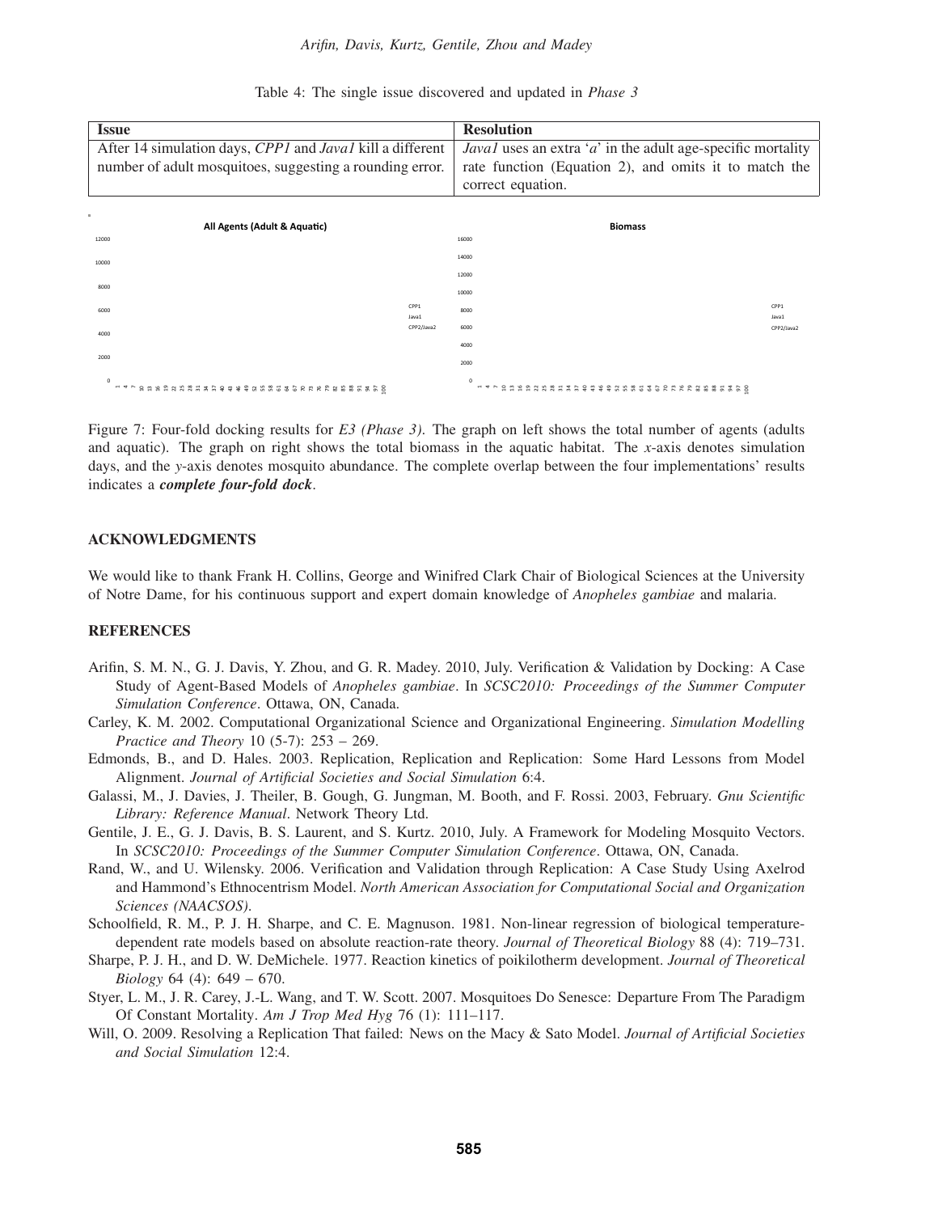Table 4: The single issue discovered and updated in *Phase 3*

| Issue | Resolution |
| --- | --- |
| After 14 simulation days, *CPP1* and *Java1* kill a different number of adult mosquitoes, suggesting a rounding error. | *Java1* uses an extra '*a*' in the adult age-specific mortality rate function (Equation 2), and omits it to match the correct equation. |

Figure 7: Four-fold docking results for *E3 (Phase 3)*. The graph on left shows the total number of agents (adults and aquatic). The graph on right shows the total biomass in the aquatic habitat. The *x*-axis denotes simulation days, and the *y*-axis denotes mosquito abundance. The complete overlap between the four implementations' results indicates a ***complete four-fold dock***.

## ACKNOWLEDGMENTS

We would like to thank Frank H. Collins, George and Winifred Clark Chair of Biological Sciences at the University of Notre Dame, for his continuous support and expert domain knowledge of *Anopheles gambiae* and malaria.

## REFERENCES

Arifin, S. M. N., G. J. Davis, Y. Zhou, and G. R. Madey. 2010, July. Verification & Validation by Docking: A Case Study of Agent-Based Models of *Anopheles gambiae*. In *SCSC2010: Proceedings of the Summer Computer Simulation Conference*. Ottawa, ON, Canada.

Carley, K. M. 2002. Computational Organizational Science and Organizational Engineering. *Simulation Modelling Practice and Theory* 10 (5-7): 253 – 269.

Edmonds, B., and D. Hales. 2003. Replication, Replication and Replication: Some Hard Lessons from Model Alignment. *Journal of Artificial Societies and Social Simulation* 6:4.

Galassi, M., J. Davies, J. Theiler, B. Gough, G. Jungman, M. Booth, and F. Rossi. 2003, February. *Gnu Scientific Library: Reference Manual*. Network Theory Ltd.

Gentile, J. E., G. J. Davis, B. S. Laurent, and S. Kurtz. 2010, July. A Framework for Modeling Mosquito Vectors. In *SCSC2010: Proceedings of the Summer Computer Simulation Conference*. Ottawa, ON, Canada.

Rand, W., and U. Wilensky. 2006. Verification and Validation through Replication: A Case Study Using Axelrod and Hammond's Ethnocentrism Model. *North American Association for Computational Social and Organization Sciences (NAACSOS)*.

Schoolfield, R. M., P. J. H. Sharpe, and C. E. Magnuson. 1981. Non-linear regression of biological temperature-dependent rate models based on absolute reaction-rate theory. *Journal of Theoretical Biology* 88 (4): 719–731.

Sharpe, P. J. H., and D. W. DeMichele. 1977. Reaction kinetics of poikilotherm development. *Journal of Theoretical Biology* 64 (4): 649 – 670.

Styer, L. M., J. R. Carey, J.-L. Wang, and T. W. Scott. 2007. Mosquitoes Do Senesce: Departure From The Paradigm Of Constant Mortality. *Am J Trop Med Hyg* 76 (1): 111–117.

Will, O. 2009. Resolving a Replication That failed: News on the Macy & Sato Model. *Journal of Artificial Societies and Social Simulation* 12:4.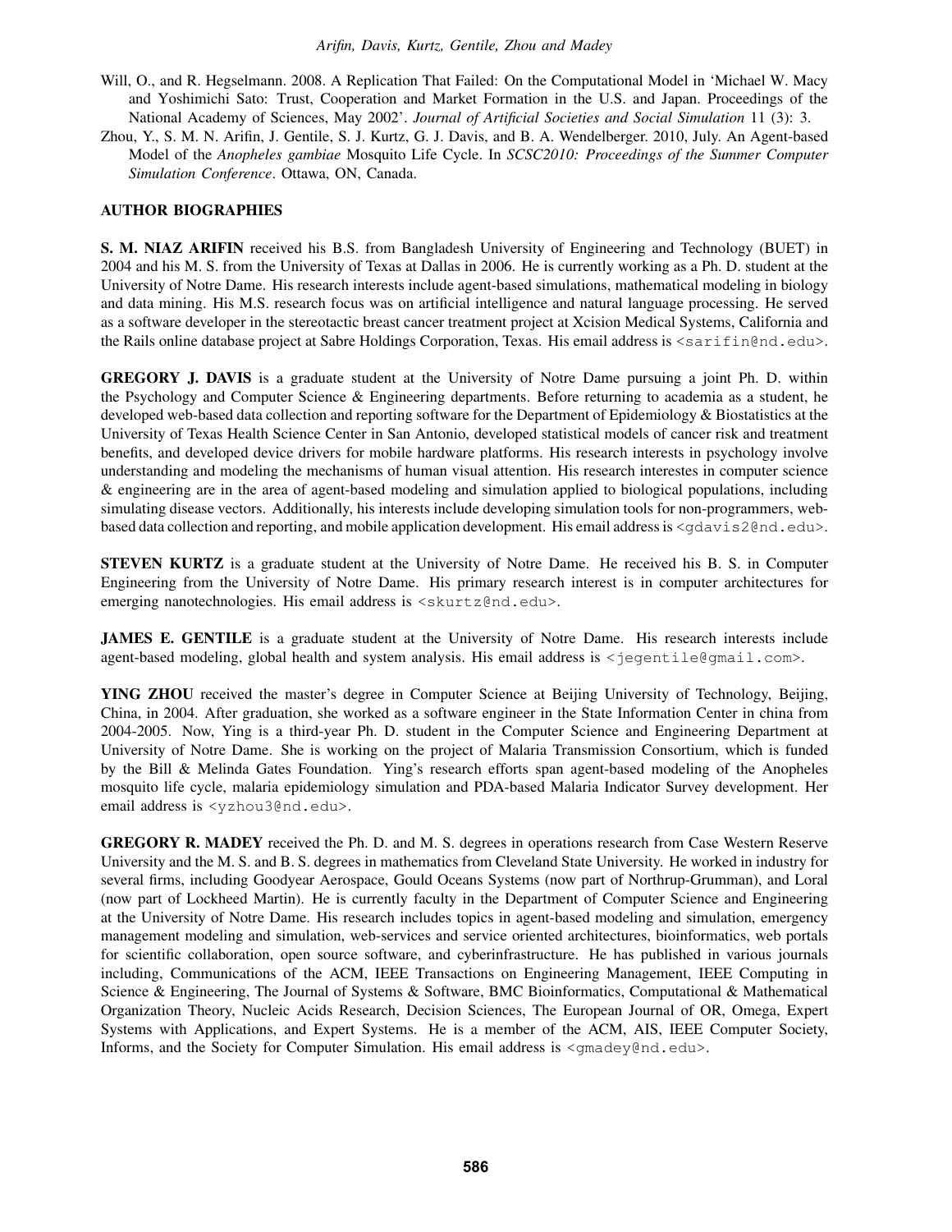Will, O., and R. Hegselmann. 2008. A Replication That Failed: On the Computational Model in 'Michael W. Macy and Yoshimichi Sato: Trust, Cooperation and Market Formation in the U.S. and Japan. Proceedings of the National Academy of Sciences, May 2002'. *Journal of Artificial Societies and Social Simulation* 11 (3): 3.

Zhou, Y., S. M. N. Arifin, J. Gentile, S. J. Kurtz, G. J. Davis, and B. A. Wendelberger. 2010, July. An Agent-based Model of the *Anopheles gambiae* Mosquito Life Cycle. In *SCSC2010: Proceedings of the Summer Computer Simulation Conference*. Ottawa, ON, Canada.

## AUTHOR BIOGRAPHIES

**S. M. NIAZ ARIFIN** received his B.S. from Bangladesh University of Engineering and Technology (BUET) in 2004 and his M. S. from the University of Texas at Dallas in 2006. He is currently working as a Ph. D. student at the University of Notre Dame. His research interests include agent-based simulations, mathematical modeling in biology and data mining. His M.S. research focus was on artificial intelligence and natural language processing. He served as a software developer in the stereotactic breast cancer treatment project at Xcision Medical Systems, California and the Rails online database project at Sabre Holdings Corporation, Texas. His email address is <sarifin@nd.edu>.

**GREGORY J. DAVIS** is a graduate student at the University of Notre Dame pursuing a joint Ph. D. within the Psychology and Computer Science & Engineering departments. Before returning to academia as a student, he developed web-based data collection and reporting software for the Department of Epidemiology & Biostatistics at the University of Texas Health Science Center in San Antonio, developed statistical models of cancer risk and treatment benefits, and developed device drivers for mobile hardware platforms. His research interests in psychology involve understanding and modeling the mechanisms of human visual attention. His research interestes in computer science & engineering are in the area of agent-based modeling and simulation applied to biological populations, including simulating disease vectors. Additionally, his interests include developing simulation tools for non-programmers, web-based data collection and reporting, and mobile application development. His email address is <gdavis2@nd.edu>.

**STEVEN KURTZ** is a graduate student at the University of Notre Dame. He received his B. S. in Computer Engineering from the University of Notre Dame. His primary research interest is in computer architectures for emerging nanotechnologies. His email address is <skurtz@nd.edu>.

**JAMES E. GENTILE** is a graduate student at the University of Notre Dame. His research interests include agent-based modeling, global health and system analysis. His email address is <jegentile@gmail.com>.

**YING ZHOU** received the master's degree in Computer Science at Beijing University of Technology, Beijing, China, in 2004. After graduation, she worked as a software engineer in the State Information Center in china from 2004-2005. Now, Ying is a third-year Ph. D. student in the Computer Science and Engineering Department at University of Notre Dame. She is working on the project of Malaria Transmission Consortium, which is funded by the Bill & Melinda Gates Foundation. Ying's research efforts span agent-based modeling of the Anopheles mosquito life cycle, malaria epidemiology simulation and PDA-based Malaria Indicator Survey development. Her email address is <yzhou3@nd.edu>.

**GREGORY R. MADEY** received the Ph. D. and M. S. degrees in operations research from Case Western Reserve University and the M. S. and B. S. degrees in mathematics from Cleveland State University. He worked in industry for several firms, including Goodyear Aerospace, Gould Oceans Systems (now part of Northrup-Grumman), and Loral (now part of Lockheed Martin). He is currently faculty in the Department of Computer Science and Engineering at the University of Notre Dame. His research includes topics in agent-based modeling and simulation, emergency management modeling and simulation, web-services and service oriented architectures, bioinformatics, web portals for scientific collaboration, open source software, and cyberinfrastructure. He has published in various journals including, Communications of the ACM, IEEE Transactions on Engineering Management, IEEE Computing in Science & Engineering, The Journal of Systems & Software, BMC Bioinformatics, Computational & Mathematical Organization Theory, Nucleic Acids Research, Decision Sciences, The European Journal of OR, Omega, Expert Systems with Applications, and Expert Systems. He is a member of the ACM, AIS, IEEE Computer Society, Informs, and the Society for Computer Simulation. His email address is <gmadey@nd.edu>.